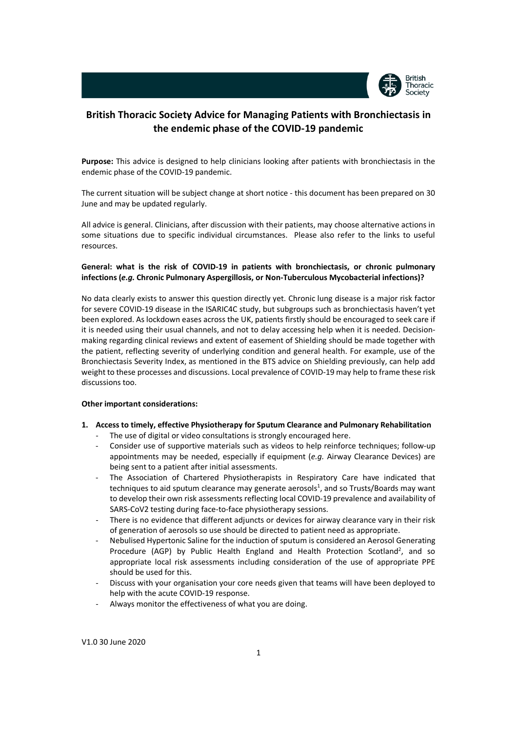# British Thoracic Society Advice for Managing Patients with Bronchiectasis in the endemic phase of the COVID-19 pandemic

**Purpose:** This advice is designed to help clinicians looking after patients with bronchiectasis in the endemic phase of the COVID-19 pandemic.

The current situation will be subject change at short notice - this document has been prepared on 30 June and may be updated regularly.

All advice is general. Clinicians, after discussion with their patients, may choose alternative actions in some situations due to specific individual circumstances. Please also refer to the links to useful resources.

**General: what is the risk of COVID-19 in patients with bronchiectasis, or chronic pulmonary infections (*e.g.* Chronic Pulmonary Aspergillosis, or Non-Tuberculous Mycobacterial infections)?**

No data clearly exists to answer this question directly yet. Chronic lung disease is a major risk factor for severe COVID-19 disease in the ISARIC4C study, but subgroups such as bronchiectasis haven't yet been explored. As lockdown eases across the UK, patients firstly should be encouraged to seek care if it is needed using their usual channels, and not to delay accessing help when it is needed. Decision-making regarding clinical reviews and extent of easement of Shielding should be made together with the patient, reflecting severity of underlying condition and general health. For example, use of the Bronchiectasis Severity Index, as mentioned in the BTS advice on Shielding previously, can help add weight to these processes and discussions. Local prevalence of COVID-19 may help to frame these risk discussions too.

**Other important considerations:**

1. **Access to timely, effective Physiotherapy for Sputum Clearance and Pulmonary Rehabilitation**
   - The use of digital or video consultations is strongly encouraged here.
   - Consider use of supportive materials such as videos to help reinforce techniques; follow-up appointments may be needed, especially if equipment (*e.g.* Airway Clearance Devices) are being sent to a patient after initial assessments.
   - The Association of Chartered Physiotherapists in Respiratory Care have indicated that techniques to aid sputum clearance may generate aerosols[1], and so Trusts/Boards may want to develop their own risk assessments reflecting local COVID-19 prevalence and availability of SARS-CoV2 testing during face-to-face physiotherapy sessions.
   - There is no evidence that different adjuncts or devices for airway clearance vary in their risk of generation of aerosols so use should be directed to patient need as appropriate.
   - Nebulised Hypertonic Saline for the induction of sputum is considered an Aerosol Generating Procedure (AGP) by Public Health England and Health Protection Scotland[2], and so appropriate local risk assessments including consideration of the use of appropriate PPE should be used for this.
   - Discuss with your organisation your core needs given that teams will have been deployed to help with the acute COVID-19 response.
   - Always monitor the effectiveness of what you are doing.

V1.0 30 June 2020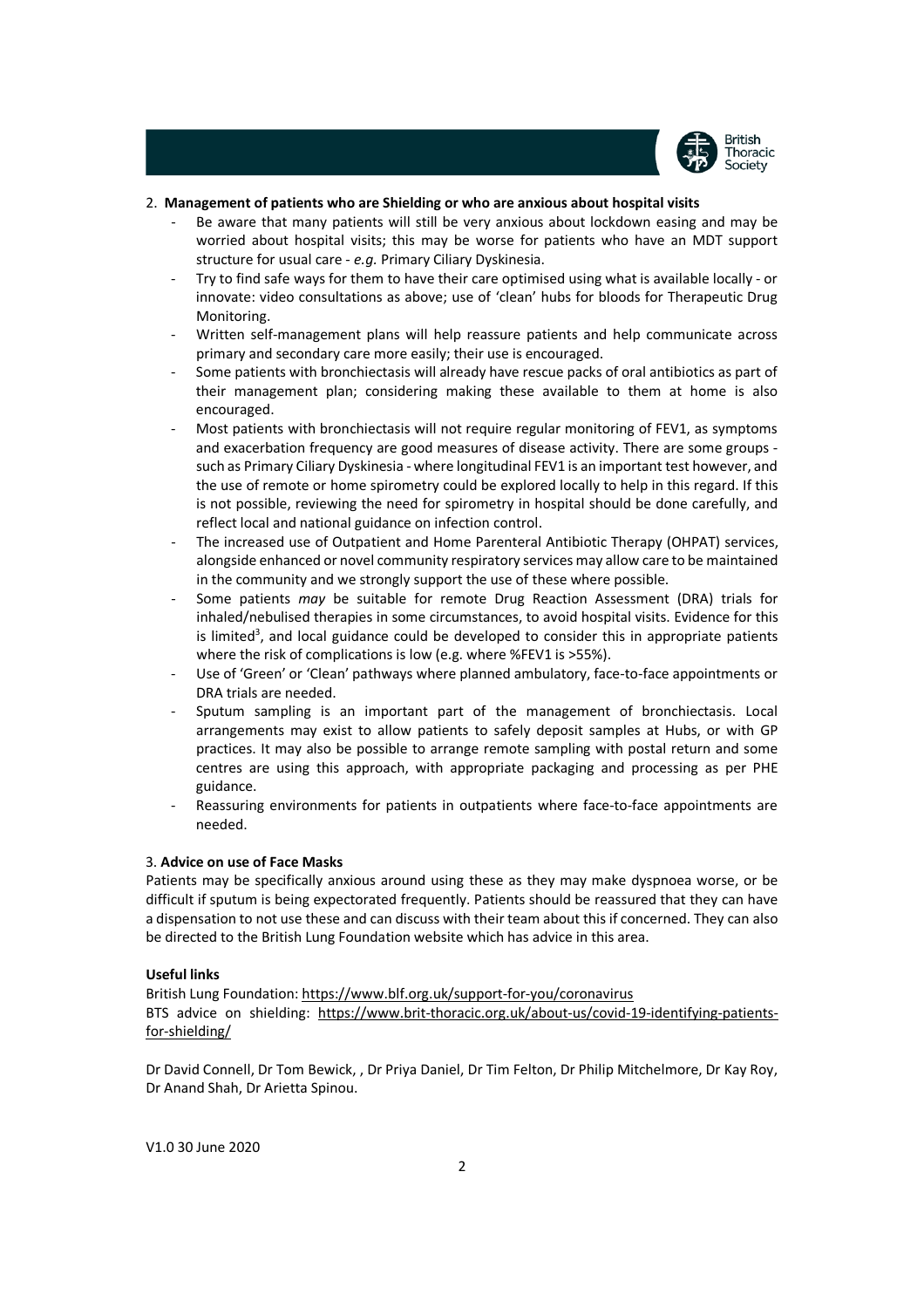2. **Management of patients who are Shielding or who are anxious about hospital visits**
   - Be aware that many patients will still be very anxious about lockdown easing and may be worried about hospital visits; this may be worse for patients who have an MDT support structure for usual care - *e.g.* Primary Ciliary Dyskinesia.
   - Try to find safe ways for them to have their care optimised using what is available locally - or innovate: video consultations as above; use of 'clean' hubs for bloods for Therapeutic Drug Monitoring.
   - Written self-management plans will help reassure patients and help communicate across primary and secondary care more easily; their use is encouraged.
   - Some patients with bronchiectasis will already have rescue packs of oral antibiotics as part of their management plan; considering making these available to them at home is also encouraged.
   - Most patients with bronchiectasis will not require regular monitoring of FEV1, as symptoms and exacerbation frequency are good measures of disease activity. There are some groups - such as Primary Ciliary Dyskinesia - where longitudinal FEV1 is an important test however, and the use of remote or home spirometry could be explored locally to help in this regard. If this is not possible, reviewing the need for spirometry in hospital should be done carefully, and reflect local and national guidance on infection control.
   - The increased use of Outpatient and Home Parenteral Antibiotic Therapy (OHPAT) services, alongside enhanced or novel community respiratory services may allow care to be maintained in the community and we strongly support the use of these where possible.
   - Some patients *may* be suitable for remote Drug Reaction Assessment (DRA) trials for inhaled/nebulised therapies in some circumstances, to avoid hospital visits. Evidence for this is limited[3], and local guidance could be developed to consider this in appropriate patients where the risk of complications is low (e.g. where %FEV1 is >55%).
   - Use of 'Green' or 'Clean' pathways where planned ambulatory, face-to-face appointments or DRA trials are needed.
   - Sputum sampling is an important part of the management of bronchiectasis. Local arrangements may exist to allow patients to safely deposit samples at Hubs, or with GP practices. It may also be possible to arrange remote sampling with postal return and some centres are using this approach, with appropriate packaging and processing as per PHE guidance.
   - Reassuring environments for patients in outpatients where face-to-face appointments are needed.

3. **Advice on use of Face Masks**

Patients may be specifically anxious around using these as they may make dyspnoea worse, or be difficult if sputum is being expectorated frequently. Patients should be reassured that they can have a dispensation to not use these and can discuss with their team about this if concerned. They can also be directed to the British Lung Foundation website which has advice in this area.

**Useful links**

British Lung Foundation: https://www.blf.org.uk/support-for-you/coronavirus
BTS advice on shielding: https://www.brit-thoracic.org.uk/about-us/covid-19-identifying-patients-for-shielding/

Dr David Connell, Dr Tom Bewick, , Dr Priya Daniel, Dr Tim Felton, Dr Philip Mitchelmore, Dr Kay Roy, Dr Anand Shah, Dr Arietta Spinou.

V1.0 30 June 2020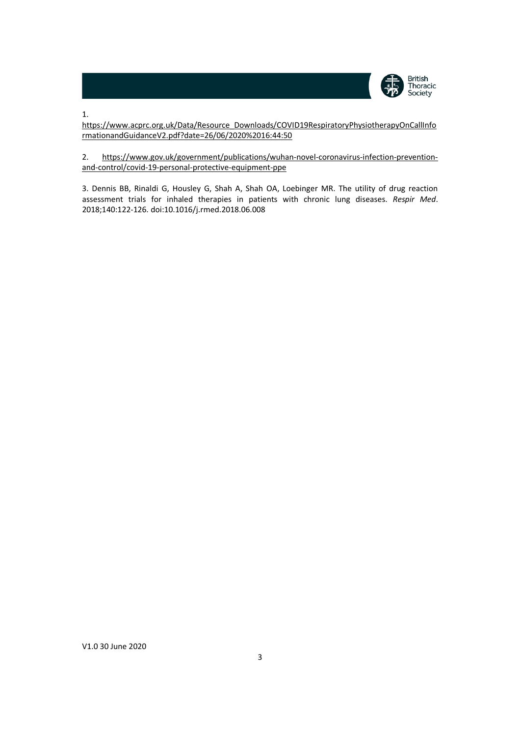1. https://www.acprc.org.uk/Data/Resource_Downloads/COVID19RespiratoryPhysiotherapyOnCallInformationandGuidanceV2.pdf?date=26/06/2020%2016:44:50

2. https://www.gov.uk/government/publications/wuhan-novel-coronavirus-infection-prevention-and-control/covid-19-personal-protective-equipment-ppe

3. Dennis BB, Rinaldi G, Housley G, Shah A, Shah OA, Loebinger MR. The utility of drug reaction assessment trials for inhaled therapies in patients with chronic lung diseases. *Respir Med*. 2018;140:122-126. doi:10.1016/j.rmed.2018.06.008

V1.0 30 June 2020